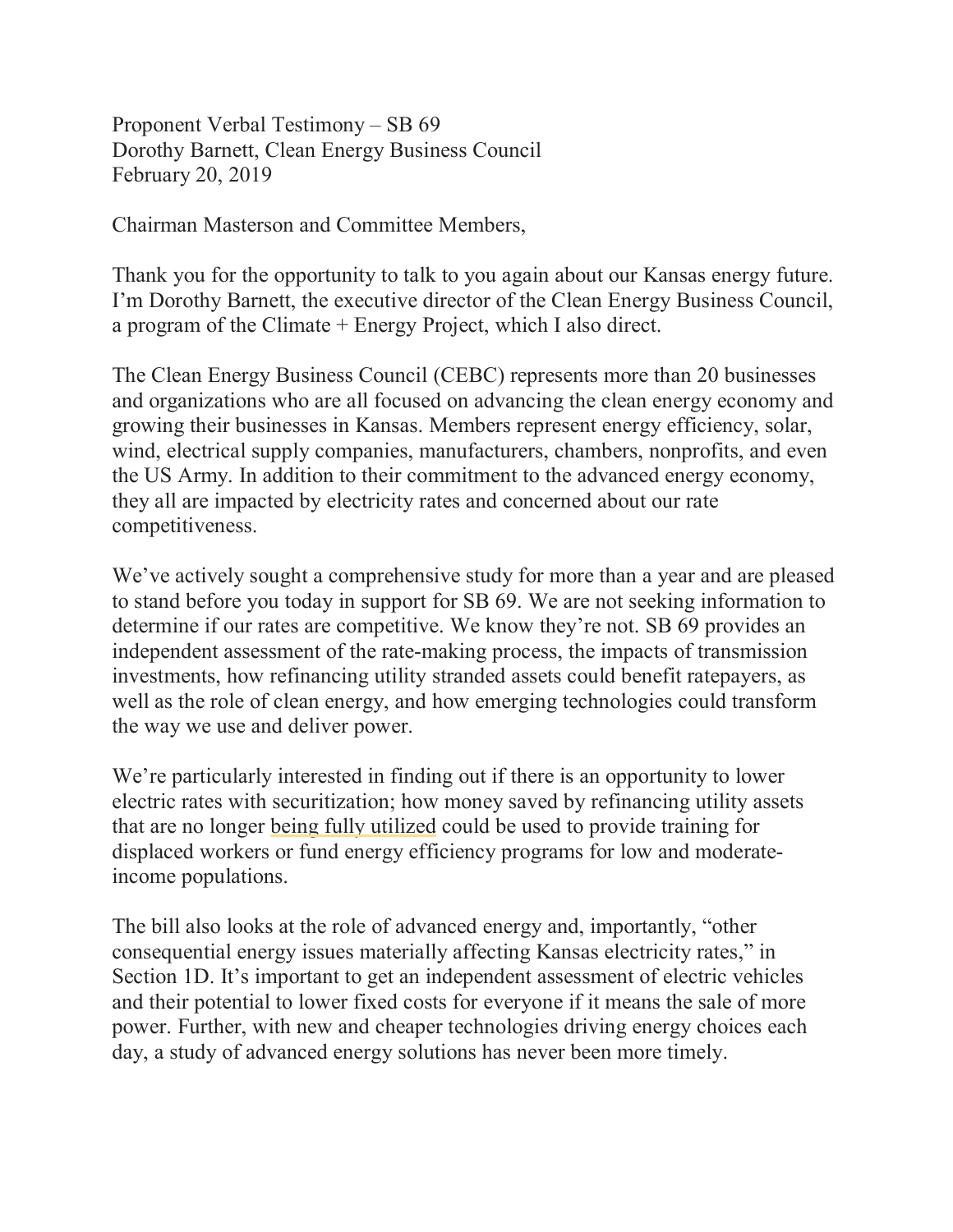Proponent Verbal Testimony – SB 69
Dorothy Barnett, Clean Energy Business Council
February 20, 2019

Chairman Masterson and Committee Members,

Thank you for the opportunity to talk to you again about our Kansas energy future. I'm Dorothy Barnett, the executive director of the Clean Energy Business Council, a program of the Climate + Energy Project, which I also direct.

The Clean Energy Business Council (CEBC) represents more than 20 businesses and organizations who are all focused on advancing the clean energy economy and growing their businesses in Kansas. Members represent energy efficiency, solar, wind, electrical supply companies, manufacturers, chambers, nonprofits, and even the US Army. In addition to their commitment to the advanced energy economy, they all are impacted by electricity rates and concerned about our rate competitiveness.

We've actively sought a comprehensive study for more than a year and are pleased to stand before you today in support for SB 69. We are not seeking information to determine if our rates are competitive. We know they're not. SB 69 provides an independent assessment of the rate-making process, the impacts of transmission investments, how refinancing utility stranded assets could benefit ratepayers, as well as the role of clean energy, and how emerging technologies could transform the way we use and deliver power.

We're particularly interested in finding out if there is an opportunity to lower electric rates with securitization; how money saved by refinancing utility assets that are no longer being fully utilized could be used to provide training for displaced workers or fund energy efficiency programs for low and moderate-income populations.

The bill also looks at the role of advanced energy and, importantly, "other consequential energy issues materially affecting Kansas electricity rates," in Section 1D. It's important to get an independent assessment of electric vehicles and their potential to lower fixed costs for everyone if it means the sale of more power. Further, with new and cheaper technologies driving energy choices each day, a study of advanced energy solutions has never been more timely.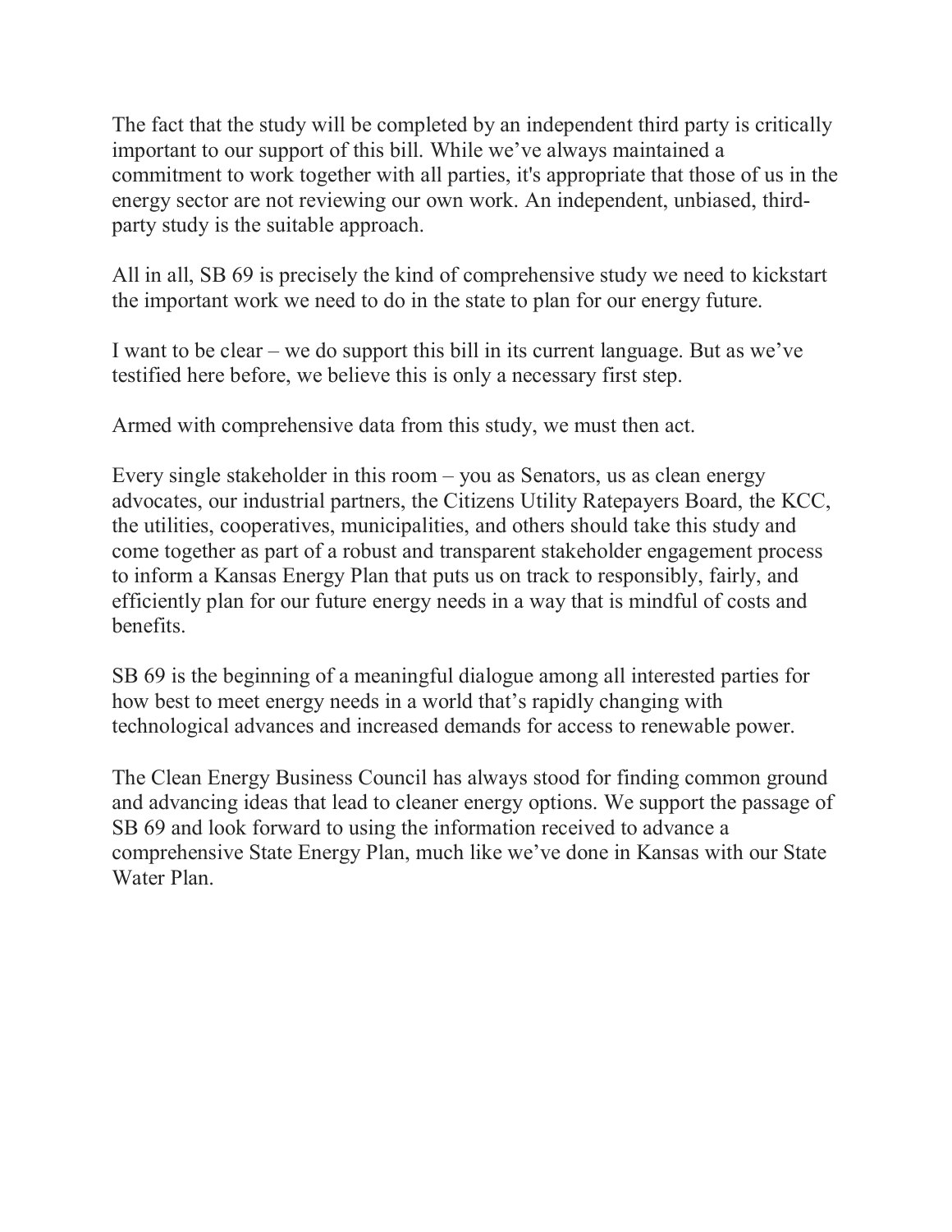The fact that the study will be completed by an independent third party is critically important to our support of this bill. While we've always maintained a commitment to work together with all parties, it's appropriate that those of us in the energy sector are not reviewing our own work. An independent, unbiased, third-party study is the suitable approach.

All in all, SB 69 is precisely the kind of comprehensive study we need to kickstart the important work we need to do in the state to plan for our energy future.

I want to be clear – we do support this bill in its current language. But as we've testified here before, we believe this is only a necessary first step.

Armed with comprehensive data from this study, we must then act.

Every single stakeholder in this room – you as Senators, us as clean energy advocates, our industrial partners, the Citizens Utility Ratepayers Board, the KCC, the utilities, cooperatives, municipalities, and others should take this study and come together as part of a robust and transparent stakeholder engagement process to inform a Kansas Energy Plan that puts us on track to responsibly, fairly, and efficiently plan for our future energy needs in a way that is mindful of costs and benefits.

SB 69 is the beginning of a meaningful dialogue among all interested parties for how best to meet energy needs in a world that's rapidly changing with technological advances and increased demands for access to renewable power.

The Clean Energy Business Council has always stood for finding common ground and advancing ideas that lead to cleaner energy options. We support the passage of SB 69 and look forward to using the information received to advance a comprehensive State Energy Plan, much like we've done in Kansas with our State Water Plan.